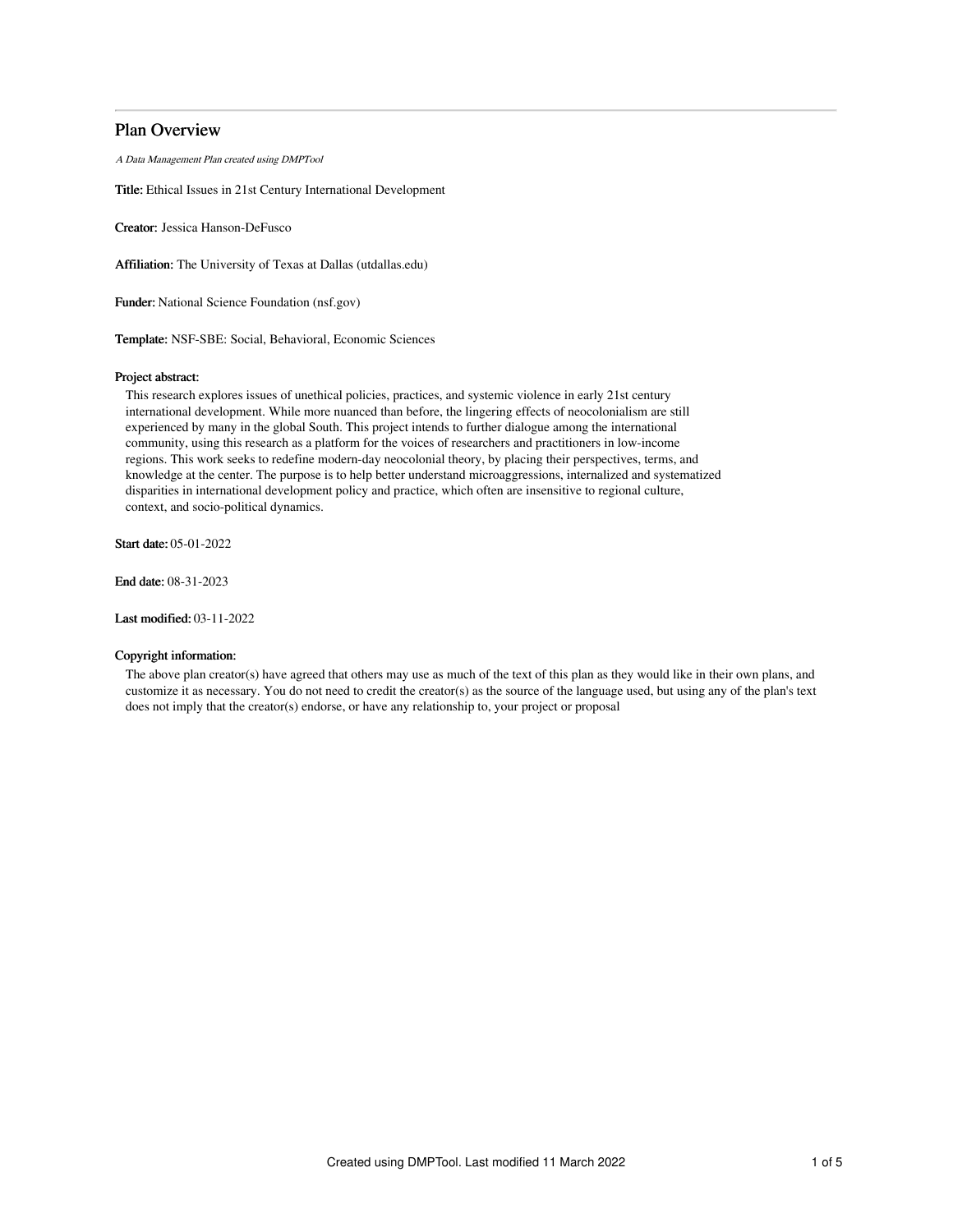# Plan Overview

*A Data Management Plan created using DMPTool*

**Title:** Ethical Issues in 21st Century International Development

**Creator:** Jessica Hanson-DeFusco

**Affiliation:** The University of Texas at Dallas (utdallas.edu)

**Funder:** National Science Foundation (nsf.gov)

**Template:** NSF-SBE: Social, Behavioral, Economic Sciences

**Project abstract:**

This research explores issues of unethical policies, practices, and systemic violence in early 21st century international development. While more nuanced than before, the lingering effects of neocolonialism are still experienced by many in the global South. This project intends to further dialogue among the international community, using this research as a platform for the voices of researchers and practitioners in low-income regions. This work seeks to redefine modern-day neocolonial theory, by placing their perspectives, terms, and knowledge at the center. The purpose is to help better understand microaggressions, internalized and systematized disparities in international development policy and practice, which often are insensitive to regional culture, context, and socio-political dynamics.

**Start date:** 05-01-2022

**End date:** 08-31-2023

**Last modified:** 03-11-2022

**Copyright information:**

The above plan creator(s) have agreed that others may use as much of the text of this plan as they would like in their own plans, and customize it as necessary. You do not need to credit the creator(s) as the source of the language used, but using any of the plan's text does not imply that the creator(s) endorse, or have any relationship to, your project or proposal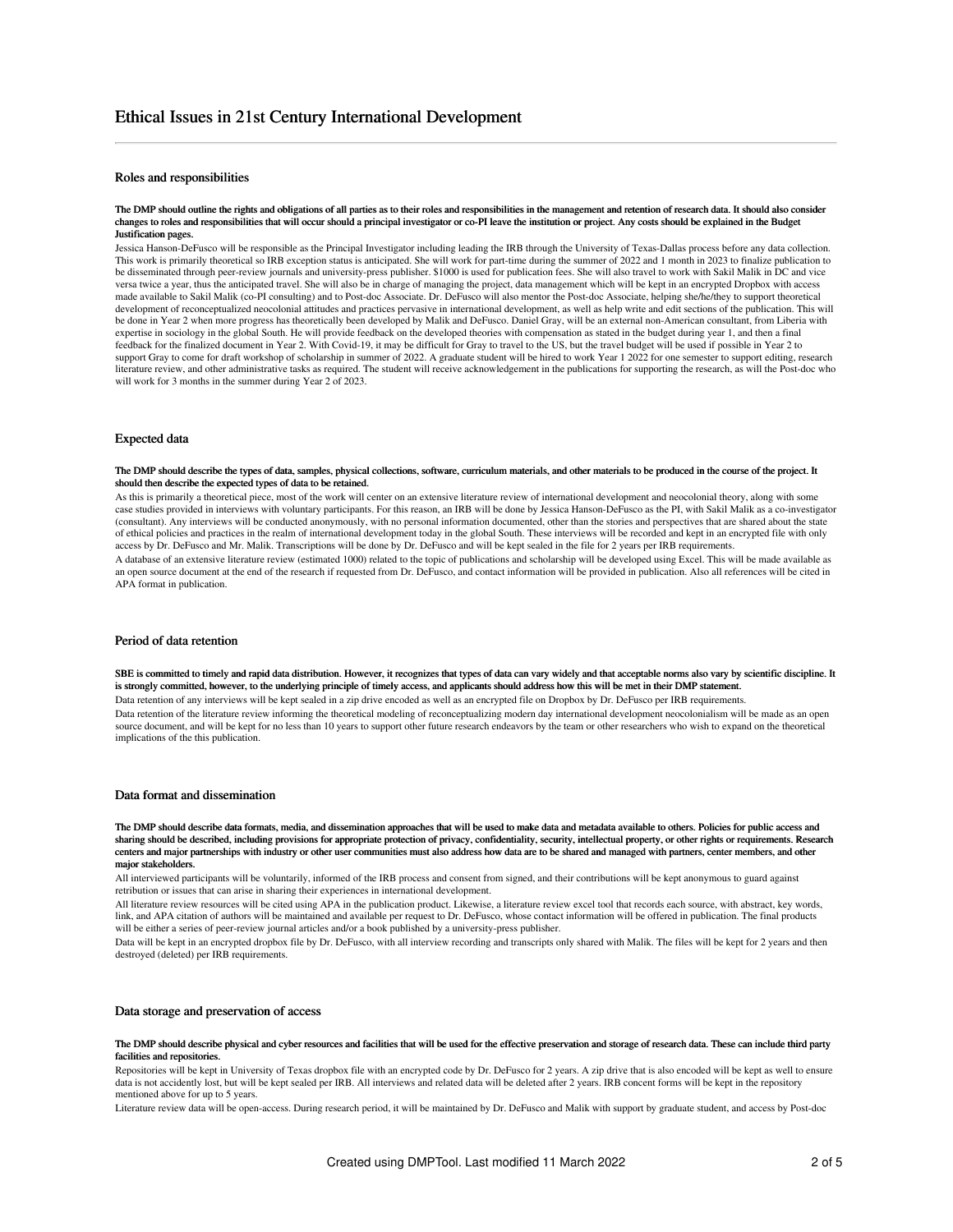# Ethical Issues in 21st Century International Development

## Roles and responsibilities

**The DMP should outline the rights and obligations of all parties as to their roles and responsibilities in the management and retention of research data. It should also consider changes to roles and responsibilities that will occur should a principal investigator or co-PI leave the institution or project. Any costs should be explained in the Budget Justification pages.**

Jessica Hanson-DeFusco will be responsible as the Principal Investigator including leading the IRB through the University of Texas-Dallas process before any data collection. This work is primarily theoretical so IRB exception status is anticipated. She will work for part-time during the summer of 2022 and 1 month in 2023 to finalize publication to be disseminated through peer-review journals and university-press publisher. $1000 is used for publication fees. She will also travel to work with Sakil Malik in DC and vice versa twice a year, thus the anticipated travel. She will also be in charge of managing the project, data management which will be kept in an encrypted Dropbox with access made available to Sakil Malik (co-PI consulting) and to Post-doc Associate. Dr. DeFusco will also mentor the Post-doc Associate, helping she/he/they to support theoretical development of reconceptualized neocolonial attitudes and practices pervasive in international development, as well as help write and edit sections of the publication. This will be done in Year 2 when more progress has theoretically been developed by Malik and DeFusco. Daniel Gray, will be an external non-American consultant, from Liberia with expertise in sociology in the global South. He will provide feedback on the developed theories with compensation as stated in the budget during year 1, and then a final feedback for the finalized document in Year 2. With Covid-19, it may be difficult for Gray to travel to the US, but the travel budget will be used if possible in Year 2 to support Gray to come for draft workshop of scholarship in summer of 2022. A graduate student will be hired to work Year 1 2022 for one semester to support editing, research literature review, and other administrative tasks as required. The student will receive acknowledgement in the publications for supporting the research, as will the Post-doc who will work for 3 months in the summer during Year 2 of 2023.

## Expected data

**The DMP should describe the types of data, samples, physical collections, software, curriculum materials, and other materials to be produced in the course of the project. It should then describe the expected types of data to be retained.**

As this is primarily a theoretical piece, most of the work will center on an extensive literature review of international development and neocolonial theory, along with some case studies provided in interviews with voluntary participants. For this reason, an IRB will be done by Jessica Hanson-DeFusco as the PI, with Sakil Malik as a co-investigator (consultant). Any interviews will be conducted anonymously, with no personal information documented, other than the stories and perspectives that are shared about the state of ethical policies and practices in the realm of international development today in the global South. These interviews will be recorded and kept in an encrypted file with only access by Dr. DeFusco and Mr. Malik. Transcriptions will be done by Dr. DeFusco and will be kept sealed in the file for 2 years per IRB requirements.

A database of an extensive literature review (estimated 1000) related to the topic of publications and scholarship will be developed using Excel. This will be made available as an open source document at the end of the research if requested from Dr. DeFusco, and contact information will be provided in publication. Also all references will be cited in APA format in publication.

## Period of data retention

**SBE is committed to timely and rapid data distribution. However, it recognizes that types of data can vary widely and that acceptable norms also vary by scientific discipline. It is strongly committed, however, to the underlying principle of timely access, and applicants should address how this will be met in their DMP statement.**

Data retention of any interviews will be kept sealed in a zip drive encoded as well as an encrypted file on Dropbox by Dr. DeFusco per IRB requirements.

Data retention of the literature review informing the theoretical modeling of reconceptualizing modern day international development neocolonialism will be made as an open source document, and will be kept for no less than 10 years to support other future research endeavors by the team or other researchers who wish to expand on the theoretical implications of the this publication.

## Data format and dissemination

**The DMP should describe data formats, media, and dissemination approaches that will be used to make data and metadata available to others. Policies for public access and sharing should be described, including provisions for appropriate protection of privacy, confidentiality, security, intellectual property, or other rights or requirements. Research centers and major partnerships with industry or other user communities must also address how data are to be shared and managed with partners, center members, and other major stakeholders.**

All interviewed participants will be voluntarily, informed of the IRB process and consent from signed, and their contributions will be kept anonymous to guard against retribution or issues that can arise in sharing their experiences in international development.

All literature review resources will be cited using APA in the publication product. Likewise, a literature review excel tool that records each source, with abstract, key words, link, and APA citation of authors will be maintained and available per request to Dr. DeFusco, whose contact information will be offered in publication. The final products will be either a series of peer-review journal articles and/or a book published by a university-press publisher.

Data will be kept in an encrypted dropbox file by Dr. DeFusco, with all interview recording and transcripts only shared with Malik. The files will be kept for 2 years and then destroyed (deleted) per IRB requirements.

## Data storage and preservation of access

**The DMP should describe physical and cyber resources and facilities that will be used for the effective preservation and storage of research data. These can include third party facilities and repositories.**

Repositories will be kept in University of Texas dropbox file with an encrypted code by Dr. DeFusco for 2 years. A zip drive that is also encoded will be kept as well to ensure data is not accidently lost, but will be kept sealed per IRB. All interviews and related data will be deleted after 2 years. IRB concent forms will be kept in the repository mentioned above for up to 5 years.

Literature review data will be open-access. During research period, it will be maintained by Dr. DeFusco and Malik with support by graduate student, and access by Post-doc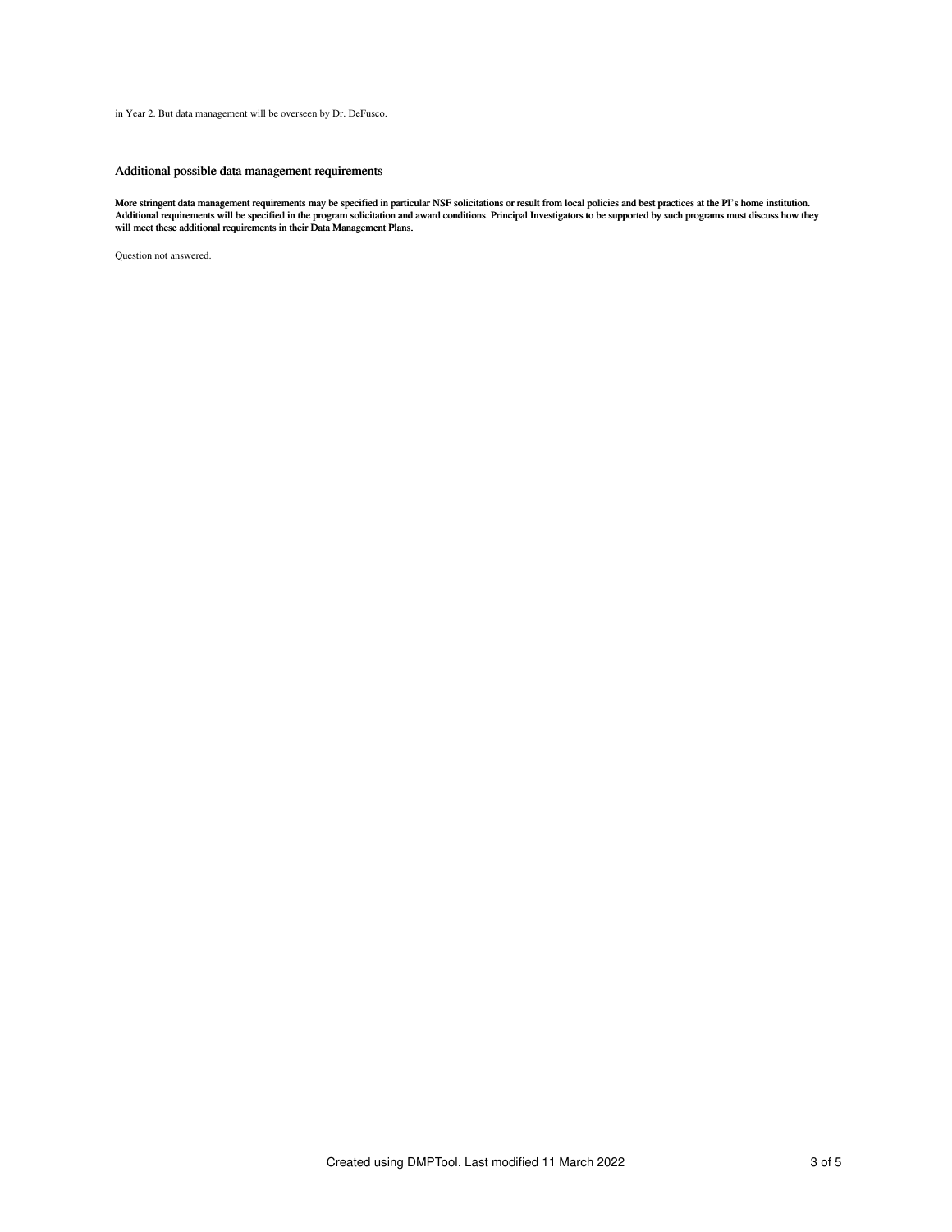in Year 2. But data management will be overseen by Dr. DeFusco.

### Additional possible data management requirements

**More stringent data management requirements may be specified in particular NSF solicitations or result from local policies and best practices at the PI's home institution. Additional requirements will be specified in the program solicitation and award conditions. Principal Investigators to be supported by such programs must discuss how they will meet these additional requirements in their Data Management Plans.**

Question not answered.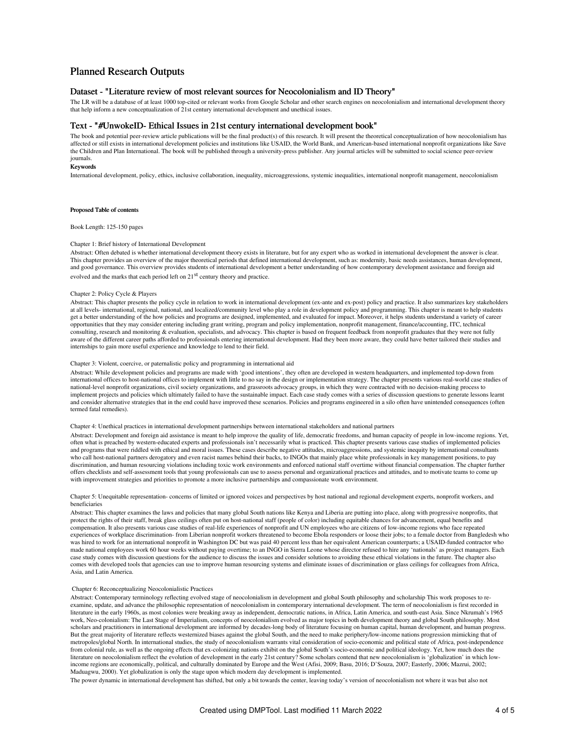## Planned Research Outputs

### Dataset - "Literature review of most relevant sources for Neocolonialism and ID Theory"

The LR will be a database of at least 1000 top-cited or relevant works from Google Scholar and other search engines on neocolonialism and international development theory that help inform a new conceptualization of 21st century international development and unethical issues.

### Text - "#UnwokeID- Ethical Issues in 21st century international development book"

The book and potential peer-review article publications will be the final product(s) of this research. It will present the theoretical conceptualization of how neocolonialism has affected or still exists in international development policies and institutions like USAID, the World Bank, and American-based international nonprofit organizations like Save the Children and Plan International. The book will be published through a university-press publisher. Any journal articles will be submitted to social science peer-review journals.

**Keywords**

International development, policy, ethics, inclusive collaboration, inequality, microaggressions, systemic inequalities, international nonprofit management, neocolonialism

**Proposed Table of contents**

Book Length: 125-150 pages

Chapter 1: Brief history of International Development

Abstract: Often debated is whether international development theory exists in literature, but for any expert who as worked in international development the answer is clear. This chapter provides an overview of the major theoretical periods that defined international development, such as: modernity, basic needs assistances, human development, and good governance. This overview provides students of international development a better understanding of how contemporary development assistance and foreign aid evolved and the marks that each period left on 21st century theory and practice.

Chapter 2: Policy Cycle & Players

Abstract: This chapter presents the policy cycle in relation to work in international development (ex-ante and ex-post) policy and practice. It also summarizes key stakeholders at all levels- international, regional, national, and localized/community level who play a role in development policy and programming. This chapter is meant to help students get a better understanding of the how policies and programs are designed, implemented, and evaluated for impact. Moreover, it helps students understand a variety of career opportunities that they may consider entering including grant writing, program and policy implementation, nonprofit management, finance/accounting, ITC, technical consulting, research and monitoring & evaluation, specialists, and advocacy. This chapter is based on frequent feedback from nonprofit graduates that they were not fully aware of the different career paths afforded to professionals entering international development. Had they been more aware, they could have better tailored their studies and internships to gain more useful experience and knowledge to lend to their field.

Chapter 3: Violent, coercive, or paternalistic policy and programming in international aid

Abstract: While development policies and programs are made with 'good intentions', they often are developed in western headquarters, and implemented top-down from international offices to host-national offices to implement with little to no say in the design or implementation strategy. The chapter presents various real-world case studies of national-level nonprofit organizations, civil society organizations, and grassroots advocacy groups, in which they were contracted with no decision-making process to implement projects and policies which ultimately failed to have the sustainable impact. Each case study comes with a series of discussion questions to generate lessons learnt and consider alternative strategies that in the end could have improved these scenarios. Policies and programs engineered in a silo often have unintended consequences (often termed fatal remedies).

Chapter 4: Unethical practices in international development partnerships between international stakeholders and national partners

Abstract: Development and foreign aid assistance is meant to help improve the quality of life, democratic freedoms, and human capacity of people in low-income regions. Yet, often what is preached by western-educated experts and professionals isn't necessarily what is practiced. This chapter presents various case studies of implemented policies and programs that were riddled with ethical and moral issues. These cases describe negative attitudes, microaggressions, and systemic inequity by international consultants who call host-national partners derogatory and even racist names behind their backs, to INGOs that mainly place white professionals in key management positions, to pay discrimination, and human resourcing violations including toxic work environments and enforced national staff overtime without financial compensation. The chapter further offers checklists and self-assessment tools that young professionals can use to assess personal and organizational practices and attitudes, and to motivate teams to come up with improvement strategies and priorities to promote a more inclusive partnerships and compassionate work environment.

Chapter 5: Unequitable representation- concerns of limited or ignored voices and perspectives by host national and regional development experts, nonprofit workers, and beneficiaries

Abstract: This chapter examines the laws and policies that many global South nations like Kenya and Liberia are putting into place, along with progressive nonprofits, that protect the rights of their staff, break glass ceilings often put on host-national staff (people of color) including equitable chances for advancement, equal benefits and compensation. It also presents various case studies of real-life experiences of nonprofit and UN employees who are citizens of low-income regions who face repeated experiences of workplace discrimination- from Liberian nonprofit workers threatened to become Ebola responders or loose their jobs; to a female doctor from Bangledesh who was hired to work for an international nonprofit in Washington DC but was paid 40 percent less than her equivalent American counterparts; a USAID-funded contractor who made national employees work 60 hour weeks without paying overtime; to an INGO in Sierra Leone whose director refused to hire any 'nationals' as project managers. Each case study comes with discussion questions for the audience to discuss the issues and consider solutions to avoiding these ethical violations in the future. The chapter also comes with developed tools that agencies can use to improve human resourcing systems and eliminate issues of discrimination or glass ceilings for colleagues from Africa, Asia, and Latin America.

Chapter 6: Reconceptualizing Neocolonialistic Practices

Abstract: Contemporary terminology reflecting evolved stage of neocolonialism in development and global South philosophy and scholarship This work proposes to re-examine, update, and advance the philosophic representation of neocolonialism in contemporary international development. The term of neocolonialism is first recorded in literature in the early 1960s, as most colonies were breaking away as independent, democratic nations, in Africa, Latin America, and south-east Asia. Since Nkrumah's 1965 work, Neo-colonialism: The Last Stage of Imperialism, concepts of neocolonialism evolved as major topics in both development theory and global South philosophy. Most scholars and practitioners in international development are informed by decades-long body of literature focusing on human capital, human development, and human progress. But the great majority of literature reflects westernized biases against the global South, and the need to make periphery/low-income nations progression mimicking that of metropoles/global North. In international studies, the study of neocolonialism warrants vital consideration of socio-economic and political state of Africa, post-independence from colonial rule, as well as the ongoing effects that ex-colonizing nations exhibit on the global South's socio-economic and political ideology. Yet, how much does the literature on neocolonialism reflect the evolution of development in the early 21st century? Some scholars contend that new neocolonialism is 'globalization' in which low-income regions are economically, political, and culturally dominated by Europe and the West (Afisi, 2009; Basu, 2016; D'Souza, 2007; Easterly, 2006; Mazrui, 2002; Maduagwu, 2000). Yet globalization is only the stage upon which modern day development is implemented.

The power dynamic in international development has shifted, but only a bit towards the center, leaving today's version of neocolonialism not where it was but also not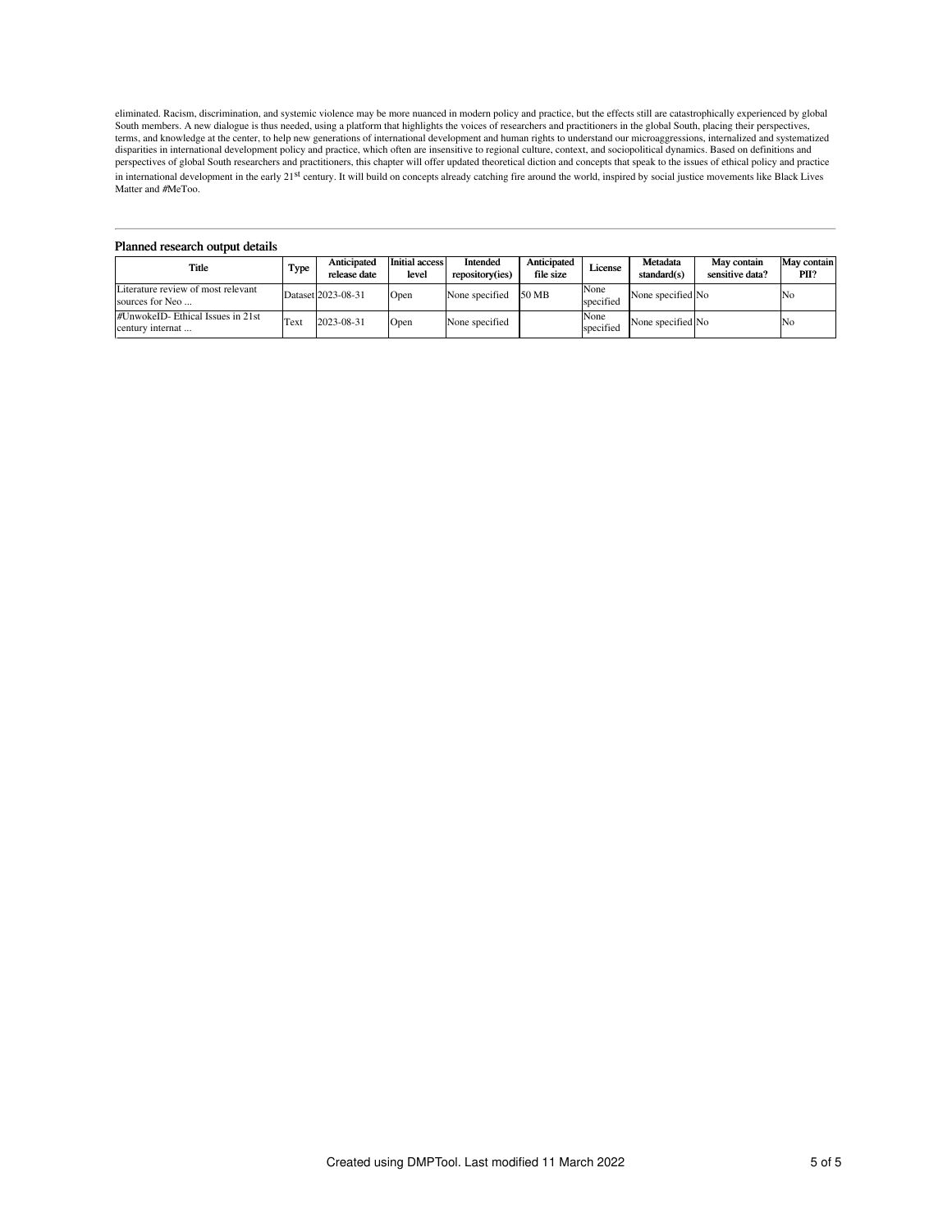eliminated. Racism, discrimination, and systemic violence may be more nuanced in modern policy and practice, but the effects still are catastrophically experienced by global South members. A new dialogue is thus needed, using a platform that highlights the voices of researchers and practitioners in the global South, placing their perspectives, terms, and knowledge at the center, to help new generations of international development and human rights to understand our microaggressions, internalized and systematized disparities in international development policy and practice, which often are insensitive to regional culture, context, and sociopolitical dynamics. Based on definitions and perspectives of global South researchers and practitioners, this chapter will offer updated theoretical diction and concepts that speak to the issues of ethical policy and practice in international development in the early 21st century. It will build on concepts already catching fire around the world, inspired by social justice movements like Black Lives Matter and #MeToo.

### Planned research output details

| Title | Type | Anticipated release date | Initial access level | Intended repository(ies) | Anticipated file size | License | Metadata standard(s) | May contain sensitive data? | May contain PII? |
|---|---|---|---|---|---|---|---|---|---|
| Literature review of most relevant sources for Neo ... | Dataset | 2023-08-31 | Open | None specified | 50 MB | None specified | None specified | No | No |
| #UnwokeID- Ethical Issues in 21st century internat ... | Text | 2023-08-31 | Open | None specified | | None specified | None specified | No | No |

Created using DMPTool. Last modified 11 March 2022